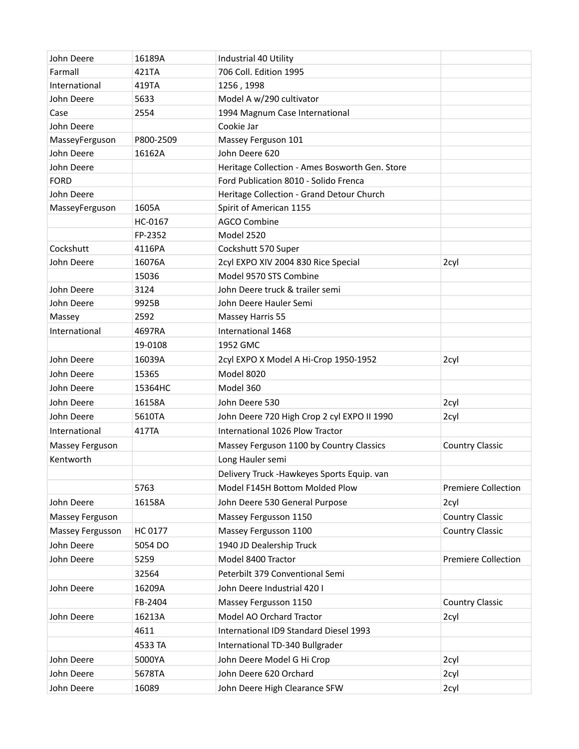| | | | |
|---|---|---|---|
| John Deere | 16189A | Industrial 40 Utility | |
| Farmall | 421TA | 706 Coll. Edition 1995 | |
| International | 419TA | 1256 , 1998 | |
| John Deere | 5633 | Model A w/290 cultivator | |
| Case | 2554 | 1994 Magnum Case International | |
| John Deere | | Cookie Jar | |
| MasseyFerguson | P800-2509 | Massey Ferguson 101 | |
| John Deere | 16162A | John Deere 620 | |
| John Deere | | Heritage Collection - Ames Bosworth Gen. Store | |
| FORD | | Ford Publication 8010 - Solido Frenca | |
| John Deere | | Heritage Collection - Grand Detour Church | |
| MasseyFerguson | 1605A | Spirit of American 1155 | |
| | HC-0167 | AGCO Combine | |
| | FP-2352 | Model 2520 | |
| Cockshutt | 4116PA | Cockshutt 570 Super | |
| John Deere | 16076A | 2cyl EXPO XIV 2004 830 Rice Special | 2cyl |
| | 15036 | Model 9570 STS Combine | |
| John Deere | 3124 | John Deere truck & trailer semi | |
| John Deere | 9925B | John Deere Hauler Semi | |
| Massey | 2592 | Massey Harris 55 | |
| International | 4697RA | International 1468 | |
| | 19-0108 | 1952 GMC | |
| John Deere | 16039A | 2cyl EXPO X Model A Hi-Crop 1950-1952 | 2cyl |
| John Deere | 15365 | Model 8020 | |
| John Deere | 15364HC | Model 360 | |
| John Deere | 16158A | John Deere 530 | 2cyl |
| John Deere | 5610TA | John Deere 720 High Crop 2 cyl EXPO II 1990 | 2cyl |
| International | 417TA | International 1026 Plow Tractor | |
| Massey Ferguson | | Massey Ferguson 1100 by Country Classics | Country Classic |
| Kentworth | | Long Hauler semi | |
| | | Delivery Truck -Hawkeyes Sports Equip. van | |
| | 5763 | Model F145H Bottom Molded Plow | Premiere Collection |
| John Deere | 16158A | John Deere 530 General Purpose | 2cyl |
| Massey Ferguson | | Massey Fergusson 1150 | Country Classic |
| Massey Fergusson | HC 0177 | Massey Fergusson 1100 | Country Classic |
| John Deere | 5054 DO | 1940 JD Dealership Truck | |
| John Deere | 5259 | Model 8400 Tractor | Premiere Collection |
| | 32564 | Peterbilt 379 Conventional Semi | |
| John Deere | 16209A | John Deere Industrial 420 I | |
| | FB-2404 | Massey Fergusson 1150 | Country Classic |
| John Deere | 16213A | Model AO Orchard Tractor | 2cyl |
| | 4611 | International ID9 Standard Diesel 1993 | |
| | 4533 TA | International TD-340 Bullgrader | |
| John Deere | 5000YA | John Deere Model G Hi Crop | 2cyl |
| John Deere | 5678TA | John Deere 620 Orchard | 2cyl |
| John Deere | 16089 | John Deere High Clearance SFW | 2cyl |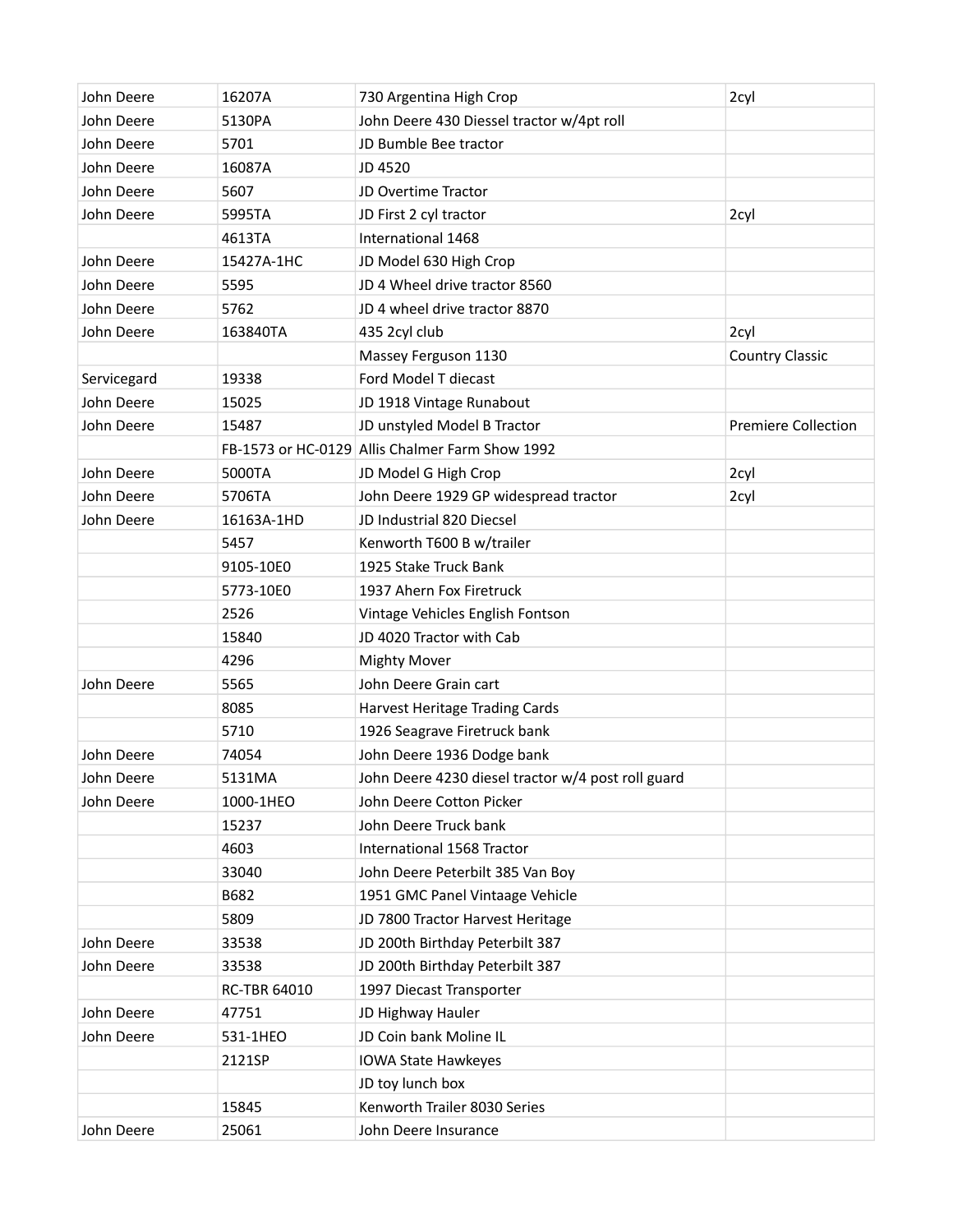| | | | |
|---|---|---|---|
| John Deere | 16207A | 730 Argentina High Crop | 2cyl |
| John Deere | 5130PA | John Deere 430 Diessel tractor w/4pt roll | |
| John Deere | 5701 | JD Bumble Bee tractor | |
| John Deere | 16087A | JD 4520 | |
| John Deere | 5607 | JD Overtime Tractor | |
| John Deere | 5995TA | JD First 2 cyl tractor | 2cyl |
| | 4613TA | International 1468 | |
| John Deere | 15427A-1HC | JD Model 630 High Crop | |
| John Deere | 5595 | JD 4 Wheel drive tractor 8560 | |
| John Deere | 5762 | JD 4 wheel drive tractor 8870 | |
| John Deere | 163840TA | 435 2cyl club | 2cyl |
| | | Massey Ferguson 1130 | Country Classic |
| Servicegard | 19338 | Ford Model T diecast | |
| John Deere | 15025 | JD 1918 Vintage Runabout | |
| John Deere | 15487 | JD unstyled Model B Tractor | Premiere Collection |
| | FB-1573 or HC-0129 | Allis Chalmer Farm Show 1992 | |
| John Deere | 5000TA | JD Model G High Crop | 2cyl |
| John Deere | 5706TA | John Deere 1929 GP widespread tractor | 2cyl |
| John Deere | 16163A-1HD | JD Industrial 820 Diecsel | |
| | 5457 | Kenworth T600 B w/trailer | |
| | 9105-10E0 | 1925 Stake Truck Bank | |
| | 5773-10E0 | 1937 Ahern Fox Firetruck | |
| | 2526 | Vintage Vehicles English Fontson | |
| | 15840 | JD 4020 Tractor with Cab | |
| | 4296 | Mighty Mover | |
| John Deere | 5565 | John Deere Grain cart | |
| | 8085 | Harvest Heritage Trading Cards | |
| | 5710 | 1926 Seagrave Firetruck bank | |
| John Deere | 74054 | John Deere 1936 Dodge bank | |
| John Deere | 5131MA | John Deere 4230 diesel tractor w/4 post roll guard | |
| John Deere | 1000-1HEO | John Deere Cotton Picker | |
| | 15237 | John Deere Truck bank | |
| | 4603 | International 1568 Tractor | |
| | 33040 | John Deere Peterbilt 385 Van Boy | |
| | B682 | 1951 GMC Panel Vintaage Vehicle | |
| | 5809 | JD 7800 Tractor Harvest Heritage | |
| John Deere | 33538 | JD 200th Birthday Peterbilt 387 | |
| John Deere | 33538 | JD 200th Birthday Peterbilt 387 | |
| | RC-TBR 64010 | 1997 Diecast Transporter | |
| John Deere | 47751 | JD Highway Hauler | |
| John Deere | 531-1HEO | JD Coin bank Moline IL | |
| | 2121SP | IOWA State Hawkeyes | |
| | | JD toy lunch box | |
| | 15845 | Kenworth Trailer 8030 Series | |
| John Deere | 25061 | John Deere Insurance | |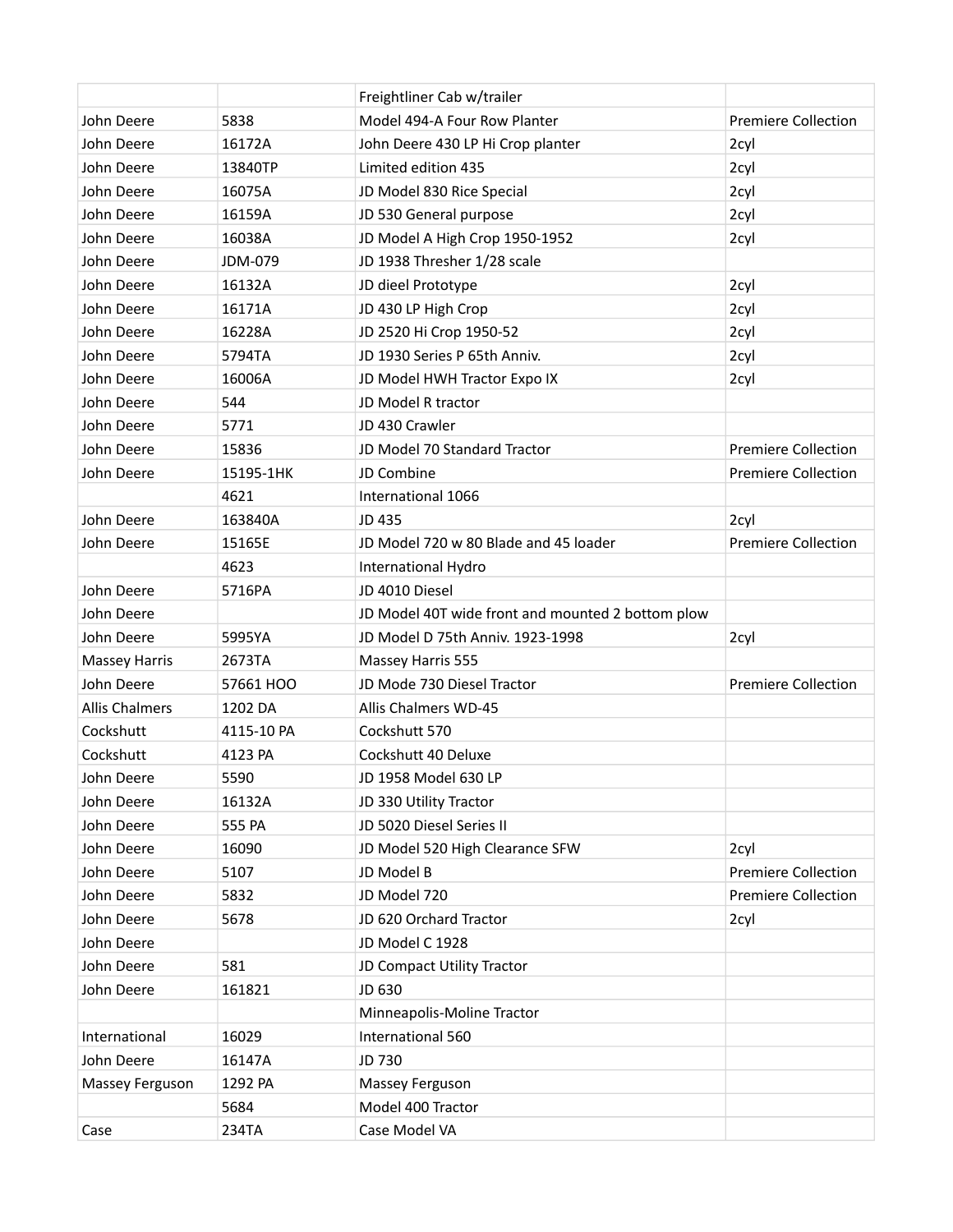| | | | |
|---|---|---|---|
| | | Freightliner Cab w/trailer | |
| John Deere | 5838 | Model 494-A Four Row Planter | Premiere Collection |
| John Deere | 16172A | John Deere 430 LP Hi Crop planter | 2cyl |
| John Deere | 13840TP | Limited edition 435 | 2cyl |
| John Deere | 16075A | JD Model 830 Rice Special | 2cyl |
| John Deere | 16159A | JD 530 General purpose | 2cyl |
| John Deere | 16038A | JD Model A High Crop 1950-1952 | 2cyl |
| John Deere | JDM-079 | JD 1938 Thresher 1/28 scale | |
| John Deere | 16132A | JD dieel Prototype | 2cyl |
| John Deere | 16171A | JD 430 LP High Crop | 2cyl |
| John Deere | 16228A | JD 2520 Hi Crop 1950-52 | 2cyl |
| John Deere | 5794TA | JD 1930 Series P 65th Anniv. | 2cyl |
| John Deere | 16006A | JD Model HWH Tractor Expo IX | 2cyl |
| John Deere | 544 | JD Model R tractor | |
| John Deere | 5771 | JD 430 Crawler | |
| John Deere | 15836 | JD Model 70 Standard Tractor | Premiere Collection |
| John Deere | 15195-1HK | JD Combine | Premiere Collection |
| | 4621 | International 1066 | |
| John Deere | 163840A | JD 435 | 2cyl |
| John Deere | 15165E | JD Model 720 w 80 Blade and 45 loader | Premiere Collection |
| | 4623 | International Hydro | |
| John Deere | 5716PA | JD 4010 Diesel | |
| John Deere | | JD Model 40T wide front and mounted 2 bottom plow | |
| John Deere | 5995YA | JD Model D 75th Anniv. 1923-1998 | 2cyl |
| Massey Harris | 2673TA | Massey Harris 555 | |
| John Deere | 57661 HOO | JD Mode 730 Diesel Tractor | Premiere Collection |
| Allis Chalmers | 1202 DA | Allis Chalmers WD-45 | |
| Cockshutt | 4115-10 PA | Cockshutt 570 | |
| Cockshutt | 4123 PA | Cockshutt 40 Deluxe | |
| John Deere | 5590 | JD 1958 Model 630 LP | |
| John Deere | 16132A | JD 330 Utility Tractor | |
| John Deere | 555 PA | JD 5020 Diesel Series II | |
| John Deere | 16090 | JD Model 520 High Clearance SFW | 2cyl |
| John Deere | 5107 | JD Model B | Premiere Collection |
| John Deere | 5832 | JD Model 720 | Premiere Collection |
| John Deere | 5678 | JD 620 Orchard Tractor | 2cyl |
| John Deere | | JD Model C 1928 | |
| John Deere | 581 | JD Compact Utility Tractor | |
| John Deere | 161821 | JD 630 | |
| | | Minneapolis-Moline Tractor | |
| International | 16029 | International 560 | |
| John Deere | 16147A | JD 730 | |
| Massey Ferguson | 1292 PA | Massey Ferguson | |
| | 5684 | Model 400 Tractor | |
| Case | 234TA | Case Model VA | |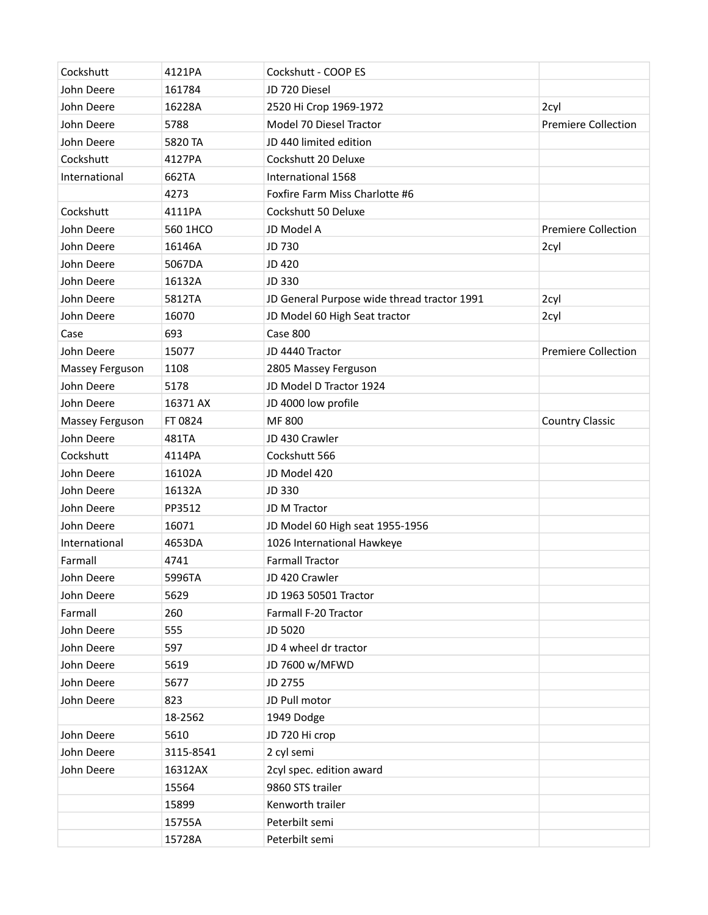| | | | |
|---|---|---|---|
| Cockshutt | 4121PA | Cockshutt - COOP ES | |
| John Deere | 161784 | JD 720 Diesel | |
| John Deere | 16228A | 2520 Hi Crop 1969-1972 | 2cyl |
| John Deere | 5788 | Model 70 Diesel Tractor | Premiere Collection |
| John Deere | 5820 TA | JD 440 limited edition | |
| Cockshutt | 4127PA | Cockshutt 20 Deluxe | |
| International | 662TA | International 1568 | |
| | 4273 | Foxfire Farm Miss Charlotte #6 | |
| Cockshutt | 4111PA | Cockshutt 50 Deluxe | |
| John Deere | 560 1HCO | JD Model A | Premiere Collection |
| John Deere | 16146A | JD 730 | 2cyl |
| John Deere | 5067DA | JD 420 | |
| John Deere | 16132A | JD 330 | |
| John Deere | 5812TA | JD General Purpose wide thread tractor 1991 | 2cyl |
| John Deere | 16070 | JD Model 60 High Seat tractor | 2cyl |
| Case | 693 | Case 800 | |
| John Deere | 15077 | JD 4440 Tractor | Premiere Collection |
| Massey Ferguson | 1108 | 2805 Massey Ferguson | |
| John Deere | 5178 | JD Model D Tractor 1924 | |
| John Deere | 16371 AX | JD 4000 low profile | |
| Massey Ferguson | FT 0824 | MF 800 | Country Classic |
| John Deere | 481TA | JD 430 Crawler | |
| Cockshutt | 4114PA | Cockshutt 566 | |
| John Deere | 16102A | JD Model 420 | |
| John Deere | 16132A | JD 330 | |
| John Deere | PP3512 | JD M Tractor | |
| John Deere | 16071 | JD Model 60 High seat 1955-1956 | |
| International | 4653DA | 1026 International Hawkeye | |
| Farmall | 4741 | Farmall Tractor | |
| John Deere | 5996TA | JD 420 Crawler | |
| John Deere | 5629 | JD 1963 50501 Tractor | |
| Farmall | 260 | Farmall F-20 Tractor | |
| John Deere | 555 | JD 5020 | |
| John Deere | 597 | JD 4 wheel dr tractor | |
| John Deere | 5619 | JD 7600 w/MFWD | |
| John Deere | 5677 | JD 2755 | |
| John Deere | 823 | JD Pull motor | |
| | 18-2562 | 1949 Dodge | |
| John Deere | 5610 | JD 720 Hi crop | |
| John Deere | 3115-8541 | 2 cyl semi | |
| John Deere | 16312AX | 2cyl spec. edition award | |
| | 15564 | 9860 STS trailer | |
| | 15899 | Kenworth trailer | |
| | 15755A | Peterbilt semi | |
| | 15728A | Peterbilt semi | |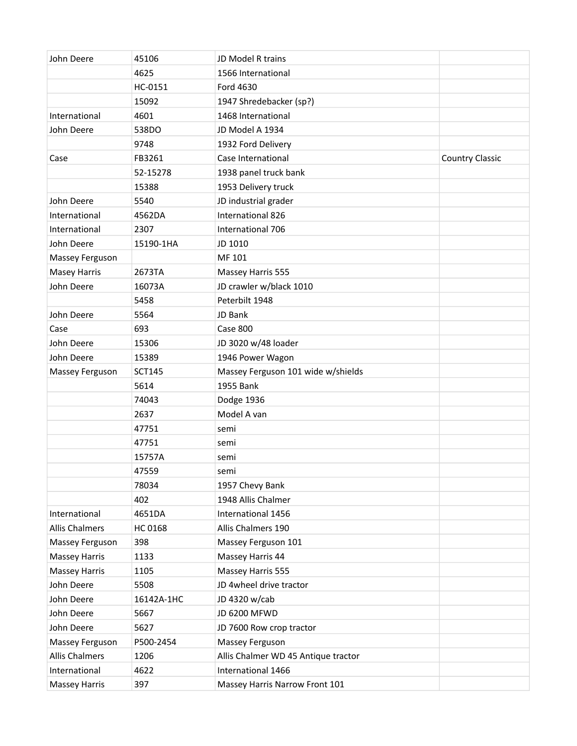| | | | |
|---|---|---|---|
| John Deere | 45106 | JD Model R trains | |
| | 4625 | 1566 International | |
| | HC-0151 | Ford 4630 | |
| | 15092 | 1947 Shredebacker (sp?) | |
| International | 4601 | 1468 International | |
| John Deere | 538DO | JD Model A 1934 | |
| | 9748 | 1932 Ford Delivery | |
| Case | FB3261 | Case International | Country Classic |
| | 52-15278 | 1938 panel truck bank | |
| | 15388 | 1953 Delivery truck | |
| John Deere | 5540 | JD industrial grader | |
| International | 4562DA | International 826 | |
| International | 2307 | International 706 | |
| John Deere | 15190-1HA | JD 1010 | |
| Massey Ferguson | | MF 101 | |
| Masey Harris | 2673TA | Massey Harris 555 | |
| John Deere | 16073A | JD crawler w/black 1010 | |
| | 5458 | Peterbilt 1948 | |
| John Deere | 5564 | JD Bank | |
| Case | 693 | Case 800 | |
| John Deere | 15306 | JD 3020 w/48 loader | |
| John Deere | 15389 | 1946 Power Wagon | |
| Massey Ferguson | SCT145 | Massey Ferguson 101 wide w/shields | |
| | 5614 | 1955 Bank | |
| | 74043 | Dodge 1936 | |
| | 2637 | Model A van | |
| | 47751 | semi | |
| | 47751 | semi | |
| | 15757A | semi | |
| | 47559 | semi | |
| | 78034 | 1957 Chevy Bank | |
| | 402 | 1948 Allis Chalmer | |
| International | 4651DA | International 1456 | |
| Allis Chalmers | HC 0168 | Allis Chalmers 190 | |
| Massey Ferguson | 398 | Massey Ferguson 101 | |
| Massey Harris | 1133 | Massey Harris 44 | |
| Massey Harris | 1105 | Massey Harris 555 | |
| John Deere | 5508 | JD 4wheel drive tractor | |
| John Deere | 16142A-1HC | JD 4320 w/cab | |
| John Deere | 5667 | JD 6200 MFWD | |
| John Deere | 5627 | JD 7600 Row crop tractor | |
| Massey Ferguson | P500-2454 | Massey Ferguson | |
| Allis Chalmers | 1206 | Allis Chalmer WD 45 Antique tractor | |
| International | 4622 | International 1466 | |
| Massey Harris | 397 | Massey Harris Narrow Front 101 | |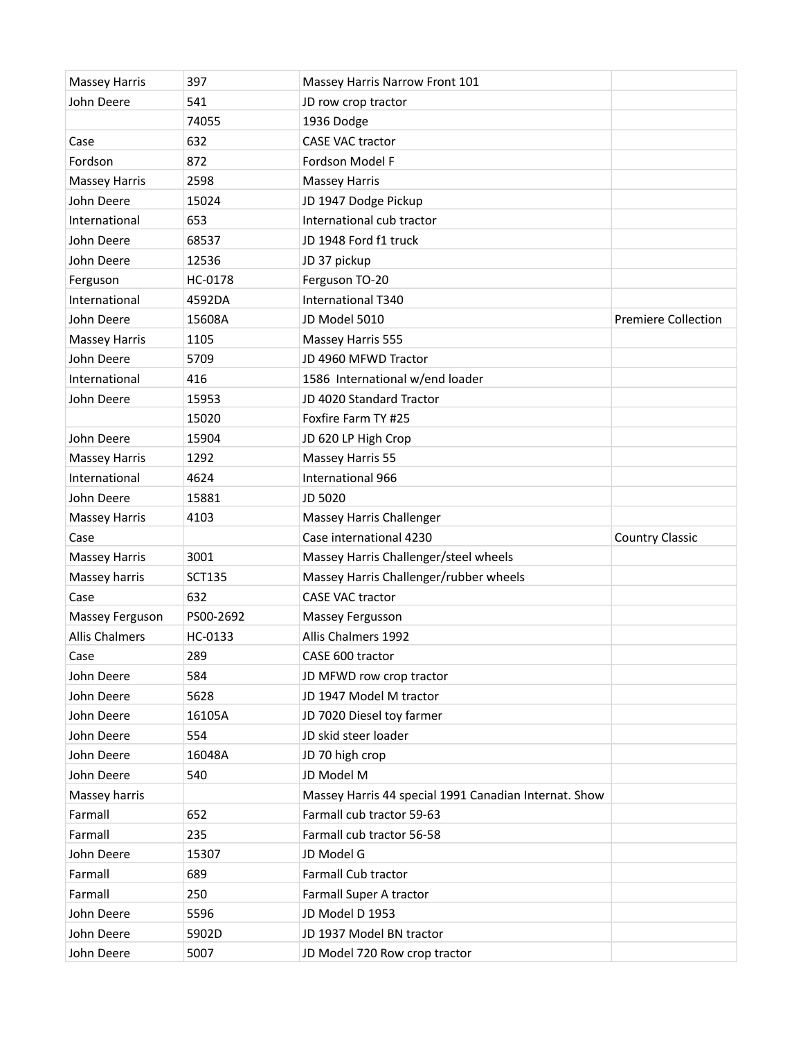| | | | |
|---|---|---|---|
| Massey Harris | 397 | Massey Harris Narrow Front 101 | |
| John Deere | 541 | JD row crop tractor | |
| | 74055 | 1936 Dodge | |
| Case | 632 | CASE VAC tractor | |
| Fordson | 872 | Fordson Model F | |
| Massey Harris | 2598 | Massey Harris | |
| John Deere | 15024 | JD 1947 Dodge Pickup | |
| International | 653 | International cub tractor | |
| John Deere | 68537 | JD 1948 Ford f1 truck | |
| John Deere | 12536 | JD 37 pickup | |
| Ferguson | HC-0178 | Ferguson TO-20 | |
| International | 4592DA | International T340 | |
| John Deere | 15608A | JD Model 5010 | Premiere Collection |
| Massey Harris | 1105 | Massey Harris 555 | |
| John Deere | 5709 | JD 4960 MFWD Tractor | |
| International | 416 | 1586 International w/end loader | |
| John Deere | 15953 | JD 4020 Standard Tractor | |
| | 15020 | Foxfire Farm TY #25 | |
| John Deere | 15904 | JD 620 LP High Crop | |
| Massey Harris | 1292 | Massey Harris 55 | |
| International | 4624 | International 966 | |
| John Deere | 15881 | JD 5020 | |
| Massey Harris | 4103 | Massey Harris Challenger | |
| Case | | Case international 4230 | Country Classic |
| Massey Harris | 3001 | Massey Harris Challenger/steel wheels | |
| Massey harris | SCT135 | Massey Harris Challenger/rubber wheels | |
| Case | 632 | CASE VAC tractor | |
| Massey Ferguson | PS00-2692 | Massey Fergusson | |
| Allis Chalmers | HC-0133 | Allis Chalmers 1992 | |
| Case | 289 | CASE 600 tractor | |
| John Deere | 584 | JD MFWD row crop tractor | |
| John Deere | 5628 | JD 1947 Model M tractor | |
| John Deere | 16105A | JD 7020 Diesel toy farmer | |
| John Deere | 554 | JD skid steer loader | |
| John Deere | 16048A | JD 70 high crop | |
| John Deere | 540 | JD Model M | |
| Massey harris | | Massey Harris 44 special 1991 Canadian Internat. Show | |
| Farmall | 652 | Farmall cub tractor 59-63 | |
| Farmall | 235 | Farmall cub tractor 56-58 | |
| John Deere | 15307 | JD Model G | |
| Farmall | 689 | Farmall Cub tractor | |
| Farmall | 250 | Farmall Super A tractor | |
| John Deere | 5596 | JD Model D 1953 | |
| John Deere | 5902D | JD 1937 Model BN tractor | |
| John Deere | 5007 | JD Model 720 Row crop tractor | |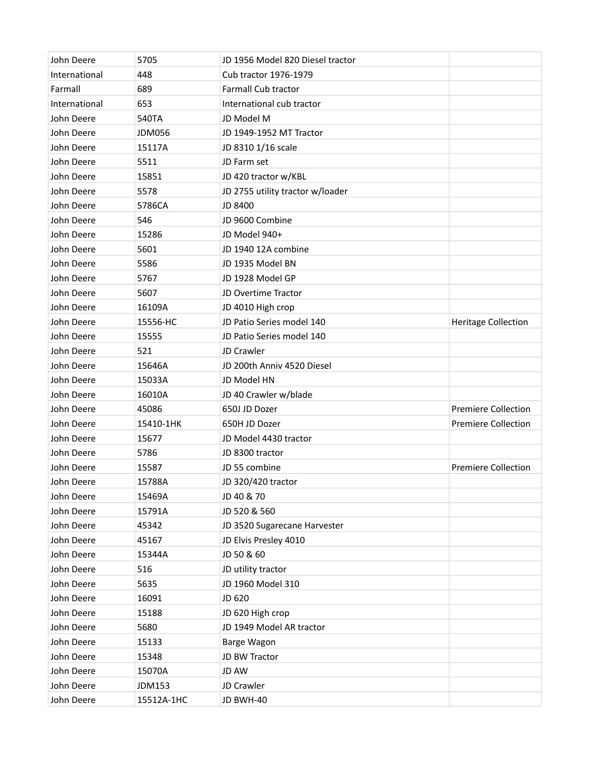| | | | |
|---|---|---|---|
| John Deere | 5705 | JD 1956 Model 820 Diesel tractor | |
| International | 448 | Cub tractor 1976-1979 | |
| Farmall | 689 | Farmall Cub tractor | |
| International | 653 | International cub tractor | |
| John Deere | 540TA | JD Model M | |
| John Deere | JDM056 | JD 1949-1952 MT Tractor | |
| John Deere | 15117A | JD 8310 1/16 scale | |
| John Deere | 5511 | JD Farm set | |
| John Deere | 15851 | JD 420 tractor w/KBL | |
| John Deere | 5578 | JD 2755 utility tractor w/loader | |
| John Deere | 5786CA | JD 8400 | |
| John Deere | 546 | JD 9600 Combine | |
| John Deere | 15286 | JD Model 940+ | |
| John Deere | 5601 | JD 1940 12A combine | |
| John Deere | 5586 | JD 1935 Model BN | |
| John Deere | 5767 | JD 1928 Model GP | |
| John Deere | 5607 | JD Overtime Tractor | |
| John Deere | 16109A | JD 4010 High crop | |
| John Deere | 15556-HC | JD Patio Series model 140 | Heritage Collection |
| John Deere | 15555 | JD Patio Series model 140 | |
| John Deere | 521 | JD Crawler | |
| John Deere | 15646A | JD 200th Anniv 4520 Diesel | |
| John Deere | 15033A | JD Model HN | |
| John Deere | 16010A | JD 40 Crawler w/blade | |
| John Deere | 45086 | 650J JD Dozer | Premiere Collection |
| John Deere | 15410-1HK | 650H JD Dozer | Premiere Collection |
| John Deere | 15677 | JD Model 4430 tractor | |
| John Deere | 5786 | JD 8300 tractor | |
| John Deere | 15587 | JD 55 combine | Premiere Collection |
| John Deere | 15788A | JD 320/420 tractor | |
| John Deere | 15469A | JD 40 & 70 | |
| John Deere | 15791A | JD 520 & 560 | |
| John Deere | 45342 | JD 3520 Sugarecane Harvester | |
| John Deere | 45167 | JD Elvis Presley 4010 | |
| John Deere | 15344A | JD 50 & 60 | |
| John Deere | 516 | JD utility tractor | |
| John Deere | 5635 | JD 1960 Model 310 | |
| John Deere | 16091 | JD 620 | |
| John Deere | 15188 | JD 620 High crop | |
| John Deere | 5680 | JD 1949 Model AR tractor | |
| John Deere | 15133 | Barge Wagon | |
| John Deere | 15348 | JD BW Tractor | |
| John Deere | 15070A | JD AW | |
| John Deere | JDM153 | JD Crawler | |
| John Deere | 15512A-1HC | JD BWH-40 | |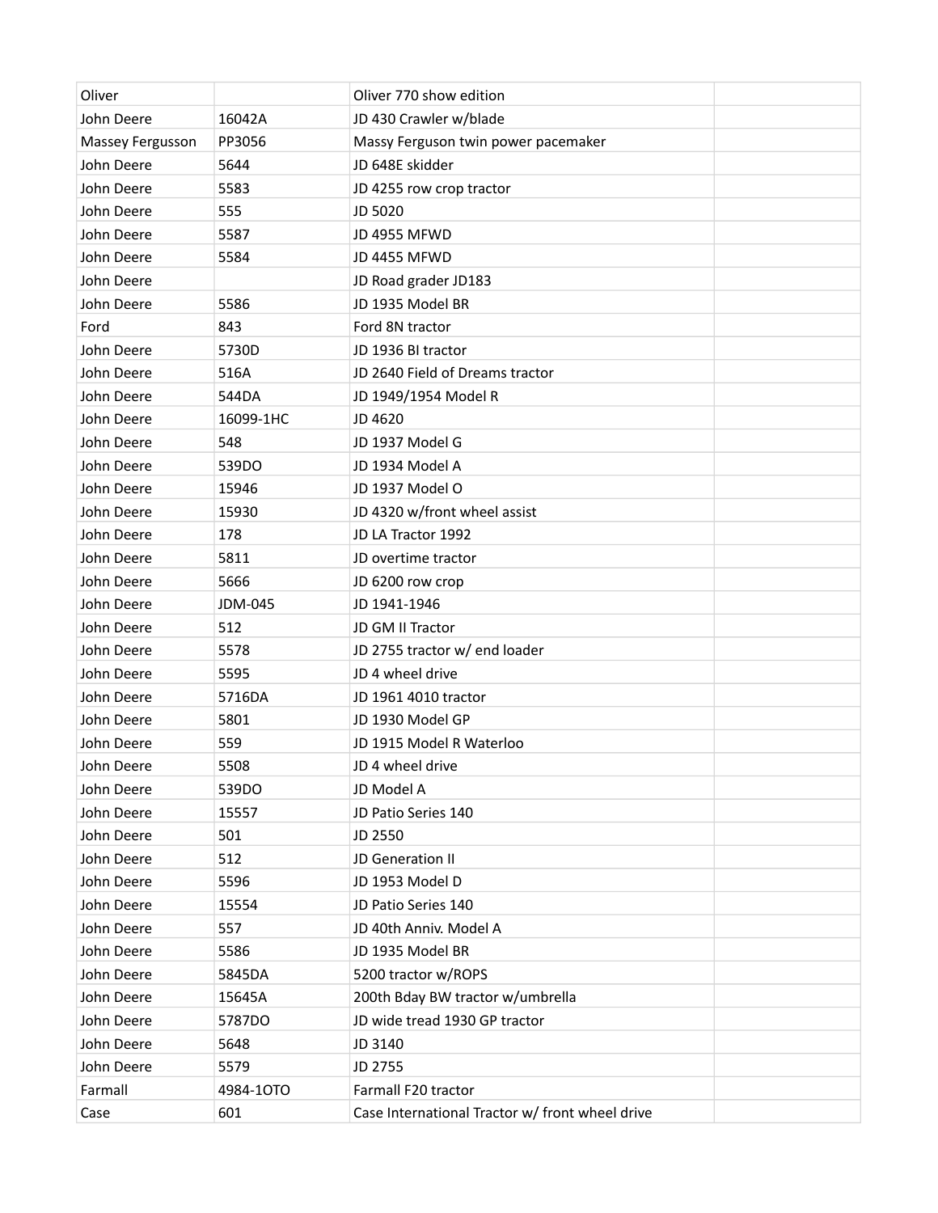| | | | |
|---|---|---|---|
| Oliver | | Oliver 770 show edition | |
| John Deere | 16042A | JD 430 Crawler w/blade | |
| Massey Fergusson | PP3056 | Massy Ferguson twin power pacemaker | |
| John Deere | 5644 | JD 648E skidder | |
| John Deere | 5583 | JD 4255 row crop tractor | |
| John Deere | 555 | JD 5020 | |
| John Deere | 5587 | JD 4955 MFWD | |
| John Deere | 5584 | JD 4455 MFWD | |
| John Deere | | JD Road grader JD183 | |
| John Deere | 5586 | JD 1935 Model BR | |
| Ford | 843 | Ford 8N tractor | |
| John Deere | 5730D | JD 1936 BI tractor | |
| John Deere | 516A | JD 2640 Field of Dreams tractor | |
| John Deere | 544DA | JD 1949/1954 Model R | |
| John Deere | 16099-1HC | JD 4620 | |
| John Deere | 548 | JD 1937 Model G | |
| John Deere | 539DO | JD 1934 Model A | |
| John Deere | 15946 | JD 1937 Model O | |
| John Deere | 15930 | JD 4320 w/front wheel assist | |
| John Deere | 178 | JD LA Tractor 1992 | |
| John Deere | 5811 | JD overtime tractor | |
| John Deere | 5666 | JD 6200 row crop | |
| John Deere | JDM-045 | JD 1941-1946 | |
| John Deere | 512 | JD GM II Tractor | |
| John Deere | 5578 | JD 2755 tractor w/ end loader | |
| John Deere | 5595 | JD 4 wheel drive | |
| John Deere | 5716DA | JD 1961 4010 tractor | |
| John Deere | 5801 | JD 1930 Model GP | |
| John Deere | 559 | JD 1915 Model R Waterloo | |
| John Deere | 5508 | JD 4 wheel drive | |
| John Deere | 539DO | JD Model A | |
| John Deere | 15557 | JD Patio Series 140 | |
| John Deere | 501 | JD 2550 | |
| John Deere | 512 | JD Generation II | |
| John Deere | 5596 | JD 1953 Model D | |
| John Deere | 15554 | JD Patio Series 140 | |
| John Deere | 557 | JD 40th Anniv. Model A | |
| John Deere | 5586 | JD 1935 Model BR | |
| John Deere | 5845DA | 5200 tractor w/ROPS | |
| John Deere | 15645A | 200th Bday BW tractor w/umbrella | |
| John Deere | 5787DO | JD wide tread 1930 GP tractor | |
| John Deere | 5648 | JD 3140 | |
| John Deere | 5579 | JD 2755 | |
| Farmall | 4984-1OTO | Farmall F20 tractor | |
| Case | 601 | Case International Tractor w/ front wheel drive | |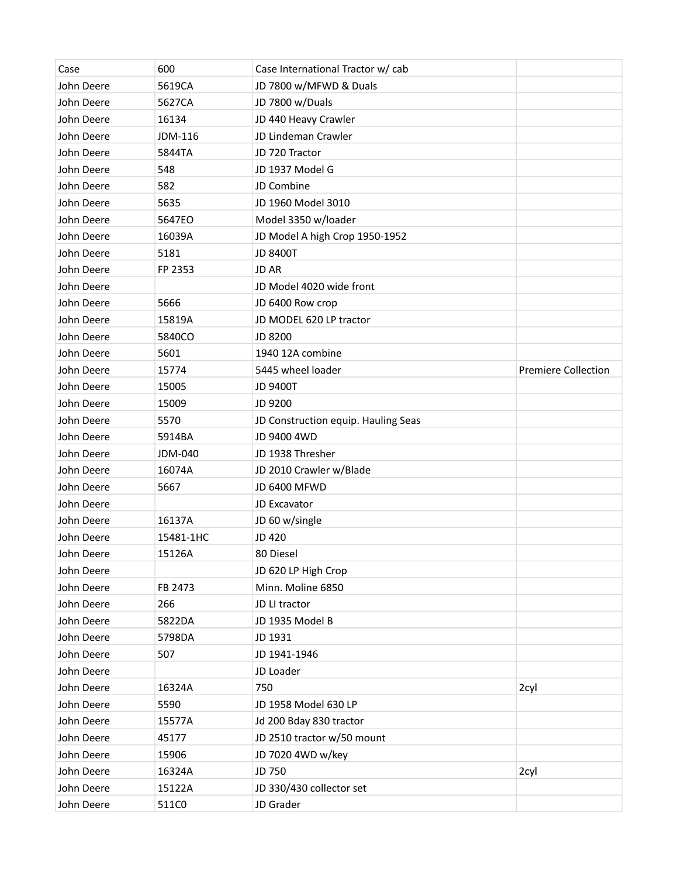| | | | |
|---|---|---|---|
| Case | 600 | Case International Tractor w/ cab | |
| John Deere | 5619CA | JD 7800 w/MFWD & Duals | |
| John Deere | 5627CA | JD 7800 w/Duals | |
| John Deere | 16134 | JD 440 Heavy Crawler | |
| John Deere | JDM-116 | JD Lindeman Crawler | |
| John Deere | 5844TA | JD 720 Tractor | |
| John Deere | 548 | JD 1937 Model G | |
| John Deere | 582 | JD Combine | |
| John Deere | 5635 | JD 1960 Model 3010 | |
| John Deere | 5647EO | Model 3350 w/loader | |
| John Deere | 16039A | JD Model A high Crop 1950-1952 | |
| John Deere | 5181 | JD 8400T | |
| John Deere | FP 2353 | JD AR | |
| John Deere | | JD Model 4020 wide front | |
| John Deere | 5666 | JD 6400 Row crop | |
| John Deere | 15819A | JD MODEL 620 LP tractor | |
| John Deere | 5840CO | JD 8200 | |
| John Deere | 5601 | 1940 12A combine | |
| John Deere | 15774 | 5445 wheel loader | Premiere Collection |
| John Deere | 15005 | JD 9400T | |
| John Deere | 15009 | JD 9200 | |
| John Deere | 5570 | JD Construction equip. Hauling Seas | |
| John Deere | 5914BA | JD 9400 4WD | |
| John Deere | JDM-040 | JD 1938 Thresher | |
| John Deere | 16074A | JD 2010 Crawler w/Blade | |
| John Deere | 5667 | JD 6400 MFWD | |
| John Deere | | JD Excavator | |
| John Deere | 16137A | JD 60 w/single | |
| John Deere | 15481-1HC | JD 420 | |
| John Deere | 15126A | 80 Diesel | |
| John Deere | | JD 620 LP High Crop | |
| John Deere | FB 2473 | Minn. Moline 6850 | |
| John Deere | 266 | JD LI tractor | |
| John Deere | 5822DA | JD 1935 Model B | |
| John Deere | 5798DA | JD 1931 | |
| John Deere | 507 | JD 1941-1946 | |
| John Deere | | JD Loader | |
| John Deere | 16324A | 750 | 2cyl |
| John Deere | 5590 | JD 1958 Model 630 LP | |
| John Deere | 15577A | Jd 200 Bday 830 tractor | |
| John Deere | 45177 | JD 2510 tractor w/50 mount | |
| John Deere | 15906 | JD 7020 4WD w/key | |
| John Deere | 16324A | JD 750 | 2cyl |
| John Deere | 15122A | JD 330/430 collector set | |
| John Deere | 511C0 | JD Grader | |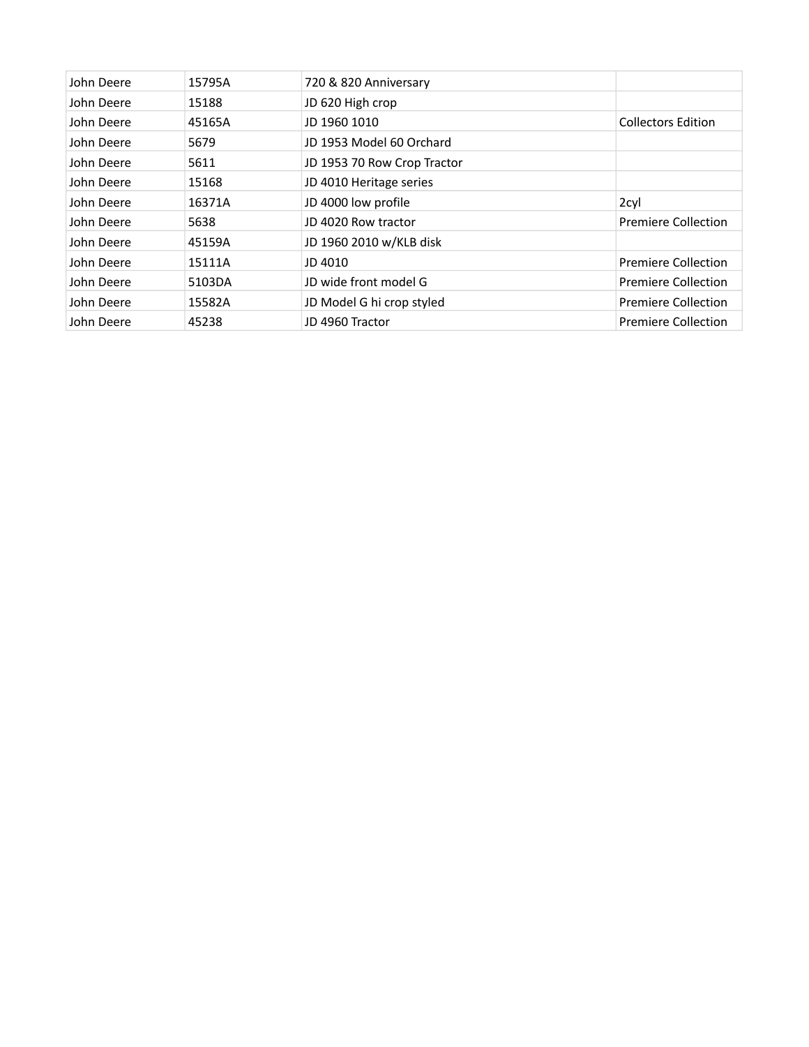| | | | |
|---|---|---|---|
| John Deere | 15795A | 720 & 820 Anniversary | |
| John Deere | 15188 | JD 620 High crop | |
| John Deere | 45165A | JD 1960 1010 | Collectors Edition |
| John Deere | 5679 | JD 1953 Model 60 Orchard | |
| John Deere | 5611 | JD 1953 70 Row Crop Tractor | |
| John Deere | 15168 | JD 4010 Heritage series | |
| John Deere | 16371A | JD 4000 low profile | 2cyl |
| John Deere | 5638 | JD 4020 Row tractor | Premiere Collection |
| John Deere | 45159A | JD 1960 2010 w/KLB disk | |
| John Deere | 15111A | JD 4010 | Premiere Collection |
| John Deere | 5103DA | JD wide front model G | Premiere Collection |
| John Deere | 15582A | JD Model G hi crop styled | Premiere Collection |
| John Deere | 45238 | JD 4960 Tractor | Premiere Collection |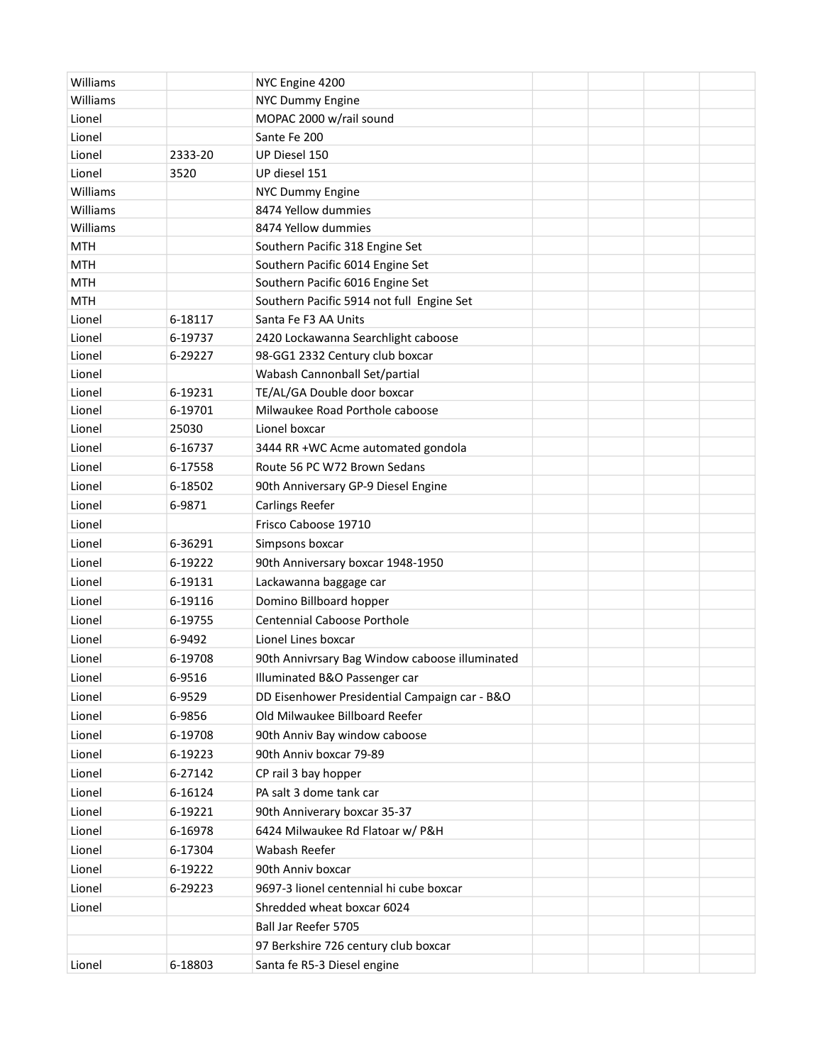| | | | | | | |
|---|---|---|---|---|---|---|
| Williams | | NYC Engine 4200 | | | | |
| Williams | | NYC Dummy Engine | | | | |
| Lionel | | MOPAC 2000 w/rail sound | | | | |
| Lionel | | Sante Fe 200 | | | | |
| Lionel | 2333-20 | UP Diesel 150 | | | | |
| Lionel | 3520 | UP diesel 151 | | | | |
| Williams | | NYC Dummy Engine | | | | |
| Williams | | 8474 Yellow doumies | | | | |
| Williams | | 8474 Yellow dummies | | | | |
| MTH | | Southern Pacific 318 Engine Set | | | | |
| MTH | | Southern Pacific 6014 Engine Set | | | | |
| MTH | | Southern Pacific 6016 Engine Set | | | | |
| MTH | | Southern Pacific 5914 not full Engine Set | | | | |
| Lionel | 6-18117 | Santa Fe F3 AA Units | | | | |
| Lionel | 6-19737 | 2420 Lockawanna Searchlight caboose | | | | |
| Lionel | 6-29227 | 98-GG1 2332 Century club boxcar | | | | |
| Lionel | | Wabash Cannonball Set/partial | | | | |
| Lionel | 6-19231 | TE/AL/GA Double door boxcar | | | | |
| Lionel | 6-19701 | Milwaukee Road Porthole caboose | | | | |
| Lionel | 25030 | Lionel boxcar | | | | |
| Lionel | 6-16737 | 3444 RR +WC Acme automated gondola | | | | |
| Lionel | 6-17558 | Route 56 PC W72 Brown Sedans | | | | |
| Lionel | 6-18502 | 90th Anniversary GP-9 Diesel Engine | | | | |
| Lionel | 6-9871 | Carlings Reefer | | | | |
| Lionel | | Frisco Caboose 19710 | | | | |
| Lionel | 6-36291 | Simpsons boxcar | | | | |
| Lionel | 6-19222 | 90th Anniversary boxcar 1948-1950 | | | | |
| Lionel | 6-19131 | Lackawanna baggage car | | | | |
| Lionel | 6-19116 | Domino Billboard hopper | | | | |
| Lionel | 6-19755 | Centennial Caboose Porthole | | | | |
| Lionel | 6-9492 | Lionel Lines boxcar | | | | |
| Lionel | 6-19708 | 90th Annivrsary Bag Window caboose illuminated | | | | |
| Lionel | 6-9516 | Illuminated B&O Passenger car | | | | |
| Lionel | 6-9529 | DD Eisenhower Presidential Campaign car - B&O | | | | |
| Lionel | 6-9856 | Old Milwaukee Billboard Reefer | | | | |
| Lionel | 6-19708 | 90th Anniv Bay window caboose | | | | |
| Lionel | 6-19223 | 90th Anniv boxcar 79-89 | | | | |
| Lionel | 6-27142 | CP rail 3 bay hopper | | | | |
| Lionel | 6-16124 | PA salt 3 dome tank car | | | | |
| Lionel | 6-19221 | 90th Anniverary boxcar 35-37 | | | | |
| Lionel | 6-16978 | 6424 Milwaukee Rd Flatoar w/ P&H | | | | |
| Lionel | 6-17304 | Wabash Reefer | | | | |
| Lionel | 6-19222 | 90th Anniv boxcar | | | | |
| Lionel | 6-29223 | 9697-3 lionel centennial hi cube boxcar | | | | |
| Lionel | | Shredded wheat boxcar 6024 | | | | |
| | | Ball Jar Reefer 5705 | | | | |
| | | 97 Berkshire 726 century club boxcar | | | | |
| Lionel | 6-18803 | Santa fe R5-3 Diesel engine | | | | |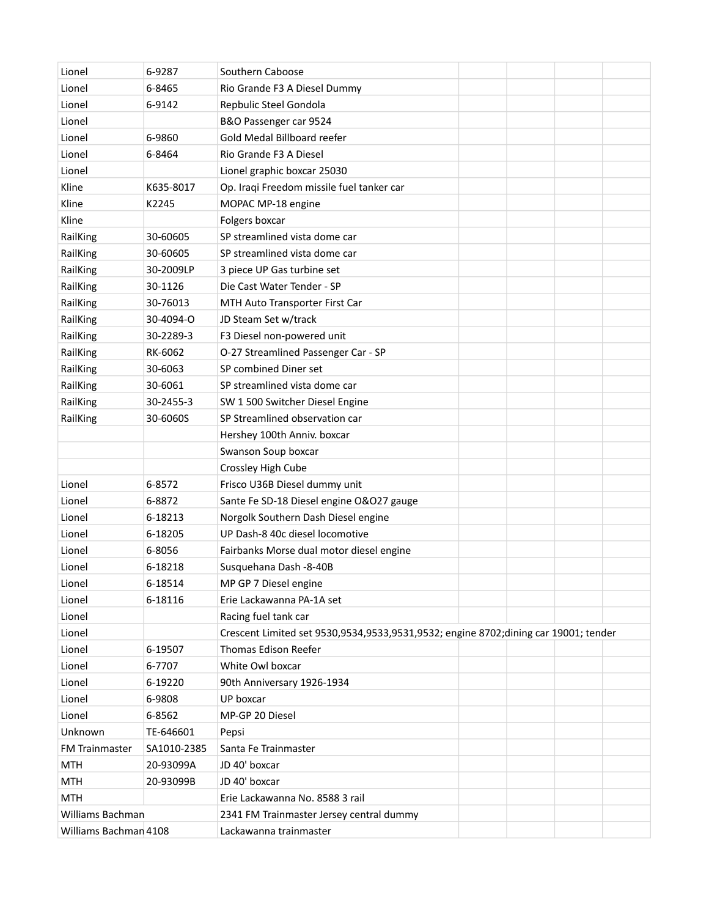| | | | | | | |
|---|---|---|---|---|---|---|
| Lionel | 6-9287 | Southern Caboose | | | | |
| Lionel | 6-8465 | Rio Grande F3 A Diesel Dummy | | | | |
| Lionel | 6-9142 | Repbulic Steel Gondola | | | | |
| Lionel | | B&O Passenger car 9524 | | | | |
| Lionel | 6-9860 | Gold Medal Billboard reefer | | | | |
| Lionel | 6-8464 | Rio Grande F3 A Diesel | | | | |
| Lionel | | Lionel graphic boxcar 25030 | | | | |
| Kline | K635-8017 | Op. Iraqi Freedom missile fuel tanker car | | | | |
| Kline | K2245 | MOPAC MP-18 engine | | | | |
| Kline | | Folgers boxcar | | | | |
| RailKing | 30-60605 | SP streamlined vista dome car | | | | |
| RailKing | 30-60605 | SP streamlined vista dome car | | | | |
| RailKing | 30-2009LP | 3 piece UP Gas turbine set | | | | |
| RailKing | 30-1126 | Die Cast Water Tender - SP | | | | |
| RailKing | 30-76013 | MTH Auto Transporter First Car | | | | |
| RailKing | 30-4094-O | JD Steam Set w/track | | | | |
| RailKing | 30-2289-3 | F3 Diesel non-powered unit | | | | |
| RailKing | RK-6062 | O-27 Streamlined Passenger Car - SP | | | | |
| RailKing | 30-6063 | SP combined Diner set | | | | |
| RailKing | 30-6061 | SP streamlined vista dome car | | | | |
| RailKing | 30-2455-3 | SW 1 500 Switcher Diesel Engine | | | | |
| RailKing | 30-6060S | SP Streamlined observation car | | | | |
| | | Hershey 100th Anniv. boxcar | | | | |
| | | Swanson Soup boxcar | | | | |
| | | Crossley High Cube | | | | |
| Lionel | 6-8572 | Frisco U36B Diesel dummy unit | | | | |
| Lionel | 6-8872 | Sante Fe SD-18 Diesel engine O&O27 gauge | | | | |
| Lionel | 6-18213 | Norgolk Southern Dash Diesel engine | | | | |
| Lionel | 6-18205 | UP Dash-8 40c diesel locomotive | | | | |
| Lionel | 6-8056 | Fairbanks Morse dual motor diesel engine | | | | |
| Lionel | 6-18218 | Susquehana Dash -8-40B | | | | |
| Lionel | 6-18514 | MP GP 7 Diesel engine | | | | |
| Lionel | 6-18116 | Erie Lackawanna PA-1A set | | | | |
| Lionel | | Racing fuel tank car | | | | |
| Lionel | | Crescent Limited set 9530,9534,9533,9531,9532; engine 8702;dining car 19001; tender | | | | |
| Lionel | 6-19507 | Thomas Edison Reefer | | | | |
| Lionel | 6-7707 | White Owl boxcar | | | | |
| Lionel | 6-19220 | 90th Anniversary 1926-1934 | | | | |
| Lionel | 6-9808 | UP boxcar | | | | |
| Lionel | 6-8562 | MP-GP 20 Diesel | | | | |
| Unknown | TE-646601 | Pepsi | | | | |
| FM Trainmaster | SA1010-2385 | Santa Fe Trainmaster | | | | |
| MTH | 20-93099A | JD 40' boxcar | | | | |
| MTH | 20-93099B | JD 40' boxcar | | | | |
| MTH | | Erie Lackawanna No. 8588 3 rail | | | | |
| Williams Bachman | | 2341 FM Trainmaster Jersey central dummy | | | | |
| Williams Bachman | 4108 | Lackawanna trainmaster | | | | |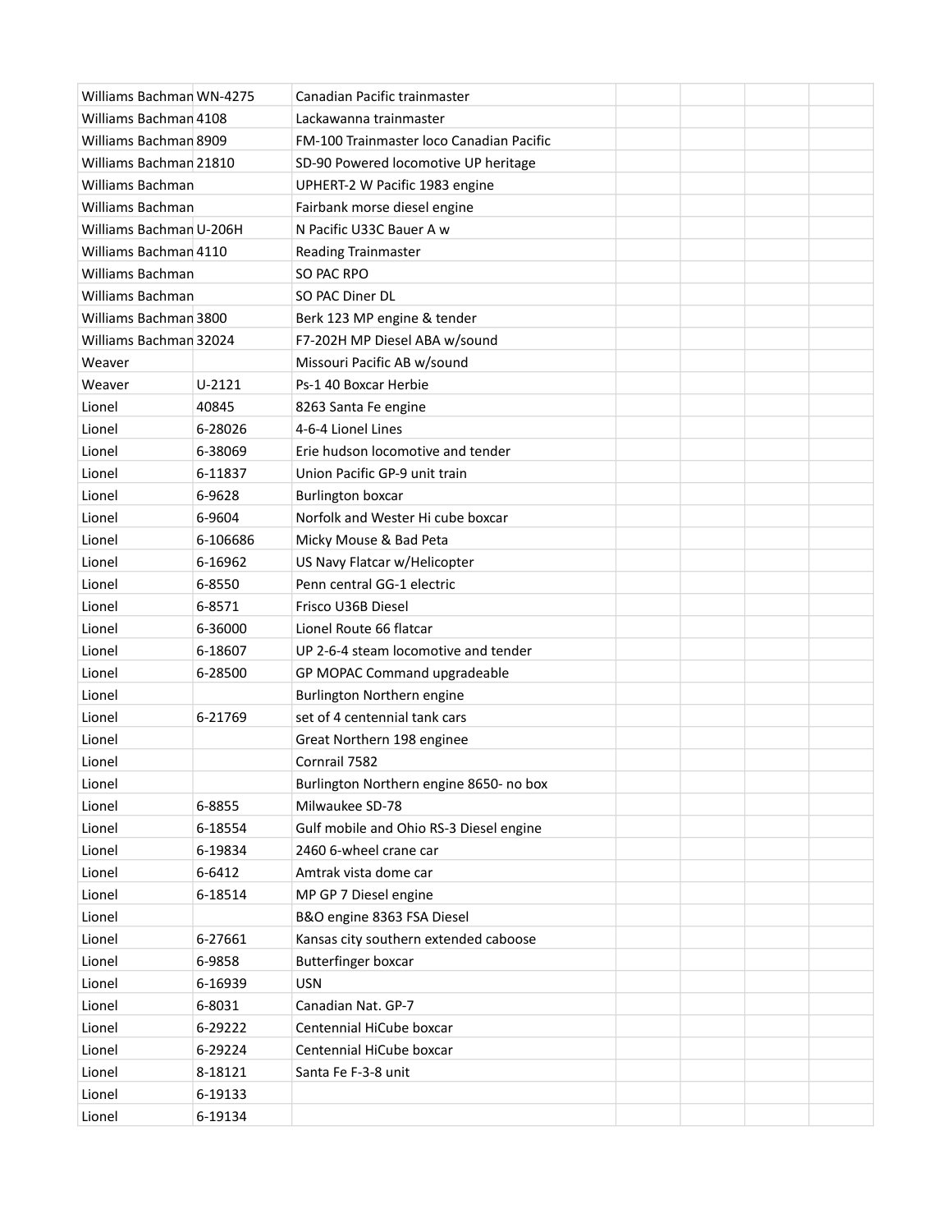| Williams Bachman | WN-4275 | Canadian Pacific trainmaster | | | | |
|---|---|---|---|---|---|---|
| Williams Bachman | 4108 | Lackawanna trainmaster | | | | |
| Williams Bachman | 8909 | FM-100 Trainmaster loco Canadian Pacific | | | | |
| Williams Bachman | 21810 | SD-90 Powered locomotive UP heritage | | | | |
| Williams Bachman | | UPHERT-2 W Pacific 1983 engine | | | | |
| Williams Bachman | | Fairbank morse diesel engine | | | | |
| Williams Bachman | U-206H | N Pacific U33C Bauer A w | | | | |
| Williams Bachman | 4110 | Reading Trainmaster | | | | |
| Williams Bachman | | SO PAC RPO | | | | |
| Williams Bachman | | SO PAC Diner DL | | | | |
| Williams Bachman | 3800 | Berk 123 MP engine & tender | | | | |
| Williams Bachman | 32024 | F7-202H MP Diesel ABA w/sound | | | | |
| Weaver | | Missouri Pacific AB w/sound | | | | |
| Weaver | U-2121 | Ps-1 40 Boxcar Herbie | | | | |
| Lionel | 40845 | 8263 Santa Fe engine | | | | |
| Lionel | 6-28026 | 4-6-4 Lionel Lines | | | | |
| Lionel | 6-38069 | Erie hudson locomotive and tender | | | | |
| Lionel | 6-11837 | Union Pacific GP-9 unit train | | | | |
| Lionel | 6-9628 | Burlington boxcar | | | | |
| Lionel | 6-9604 | Norfolk and Wester Hi cube boxcar | | | | |
| Lionel | 6-106686 | Micky Mouse & Bad Peta | | | | |
| Lionel | 6-16962 | US Navy Flatcar w/Helicopter | | | | |
| Lionel | 6-8550 | Penn central GG-1 electric | | | | |
| Lionel | 6-8571 | Frisco U36B Diesel | | | | |
| Lionel | 6-36000 | Lionel Route 66 flatcar | | | | |
| Lionel | 6-18607 | UP 2-6-4 steam locomotive and tender | | | | |
| Lionel | 6-28500 | GP MOPAC Command upgradeable | | | | |
| Lionel | | Burlington Northern engine | | | | |
| Lionel | 6-21769 | set of 4 centennial tank cars | | | | |
| Lionel | | Great Northern 198 enginee | | | | |
| Lionel | | Cornrail 7582 | | | | |
| Lionel | | Burlington Northern engine 8650- no box | | | | |
| Lionel | 6-8855 | Milwaukee SD-78 | | | | |
| Lionel | 6-18554 | Gulf mobile and Ohio RS-3 Diesel engine | | | | |
| Lionel | 6-19834 | 2460 6-wheel crane car | | | | |
| Lionel | 6-6412 | Amtrak vista dome car | | | | |
| Lionel | 6-18514 | MP GP 7 Diesel engine | | | | |
| Lionel | | B&O engine 8363 FSA Diesel | | | | |
| Lionel | 6-27661 | Kansas city southern extended caboose | | | | |
| Lionel | 6-9858 | Butterfinger boxcar | | | | |
| Lionel | 6-16939 | USN | | | | |
| Lionel | 6-8031 | Canadian Nat. GP-7 | | | | |
| Lionel | 6-29222 | Centennial HiCube boxcar | | | | |
| Lionel | 6-29224 | Centennial HiCube boxcar | | | | |
| Lionel | 8-18121 | Santa Fe F-3-8 unit | | | | |
| Lionel | 6-19133 | | | | | |
| Lionel | 6-19134 | | | | | |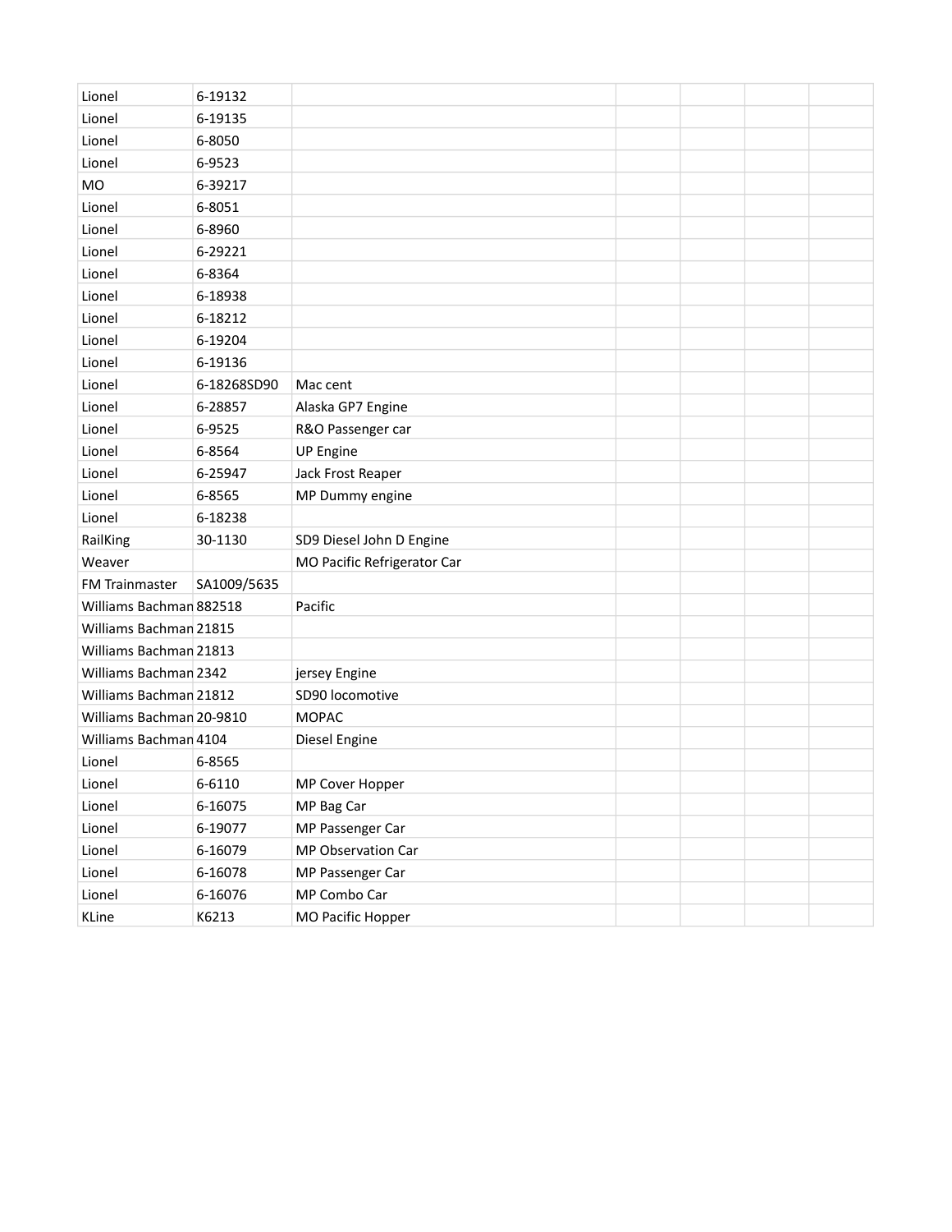| | | | | | | |
|---|---|---|---|---|---|---|
| Lionel | 6-19132 | | | | | |
| Lionel | 6-19135 | | | | | |
| Lionel | 6-8050 | | | | | |
| Lionel | 6-9523 | | | | | |
| MO | 6-39217 | | | | | |
| Lionel | 6-8051 | | | | | |
| Lionel | 6-8960 | | | | | |
| Lionel | 6-29221 | | | | | |
| Lionel | 6-8364 | | | | | |
| Lionel | 6-18938 | | | | | |
| Lionel | 6-18212 | | | | | |
| Lionel | 6-19204 | | | | | |
| Lionel | 6-19136 | | | | | |
| Lionel | 6-18268SD90 | Mac cent | | | | |
| Lionel | 6-28857 | Alaska GP7 Engine | | | | |
| Lionel | 6-9525 | R&O Passenger car | | | | |
| Lionel | 6-8564 | UP Engine | | | | |
| Lionel | 6-25947 | Jack Frost Reaper | | | | |
| Lionel | 6-8565 | MP Dummy engine | | | | |
| Lionel | 6-18238 | | | | | |
| RailKing | 30-1130 | SD9 Diesel John D Engine | | | | |
| Weaver | | MO Pacific Refrigerator Car | | | | |
| FM Trainmaster | SA1009/5635 | | | | | |
| Williams Bachman | 882518 | Pacific | | | | |
| Williams Bachman | 21815 | | | | | |
| Williams Bachman | 21813 | | | | | |
| Williams Bachman | 2342 | jersey Engine | | | | |
| Williams Bachman | 21812 | SD90 locomotive | | | | |
| Williams Bachman | 20-9810 | MOPAC | | | | |
| Williams Bachman | 4104 | Diesel Engine | | | | |
| Lionel | 6-8565 | | | | | |
| Lionel | 6-6110 | MP Cover Hopper | | | | |
| Lionel | 6-16075 | MP Bag Car | | | | |
| Lionel | 6-19077 | MP Passenger Car | | | | |
| Lionel | 6-16079 | MP Observation Car | | | | |
| Lionel | 6-16078 | MP Passenger Car | | | | |
| Lionel | 6-16076 | MP Combo Car | | | | |
| KLine | K6213 | MO Pacific Hopper | | | | |